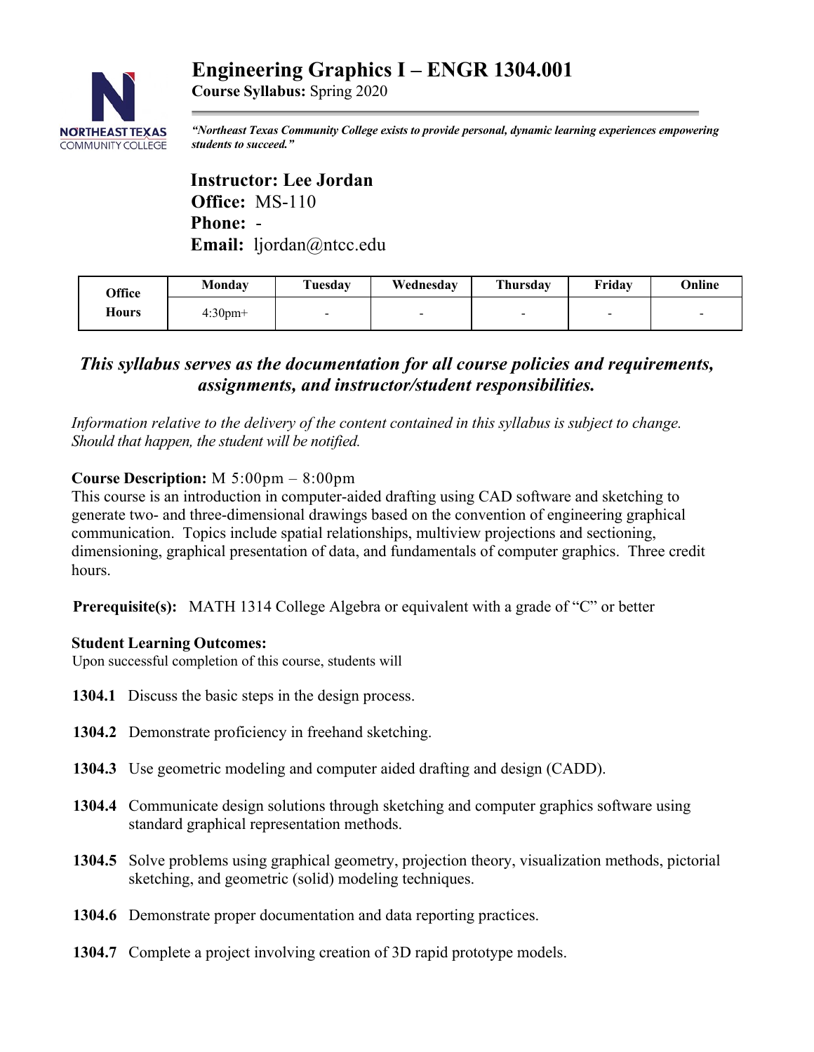# Engineering Graphics I – ENGR 1304.001

**Course Syllabus:** Spring 2020

*"Northeast Texas Community College exists to provide personal, dynamic learning experiences empowering students to succeed."*

**Instructor: Lee Jordan**
**Office:** MS-110
**Phone:** -
**Email:** ljordan@ntcc.edu

| Office Hours | Monday | Tuesday | Wednesday | Thursday | Friday | Online |
|---|---|---|---|---|---|---|
| | 4:30pm+ | - | - | - | - | - |

***This syllabus serves as the documentation for all course policies and requirements, assignments, and instructor/student responsibilities.***

*Information relative to the delivery of the content contained in this syllabus is subject to change. Should that happen, the student will be notified.*

**Course Description:** M 5:00pm – 8:00pm
This course is an introduction in computer-aided drafting using CAD software and sketching to generate two- and three-dimensional drawings based on the convention of engineering graphical communication. Topics include spatial relationships, multiview projections and sectioning, dimensioning, graphical presentation of data, and fundamentals of computer graphics. Three credit hours.

**Prerequisite(s):** MATH 1314 College Algebra or equivalent with a grade of "C" or better

**Student Learning Outcomes:**
Upon successful completion of this course, students will

**1304.1** Discuss the basic steps in the design process.

**1304.2** Demonstrate proficiency in freehand sketching.

**1304.3** Use geometric modeling and computer aided drafting and design (CADD).

**1304.4** Communicate design solutions through sketching and computer graphics software using standard graphical representation methods.

**1304.5** Solve problems using graphical geometry, projection theory, visualization methods, pictorial sketching, and geometric (solid) modeling techniques.

**1304.6** Demonstrate proper documentation and data reporting practices.

**1304.7** Complete a project involving creation of 3D rapid prototype models.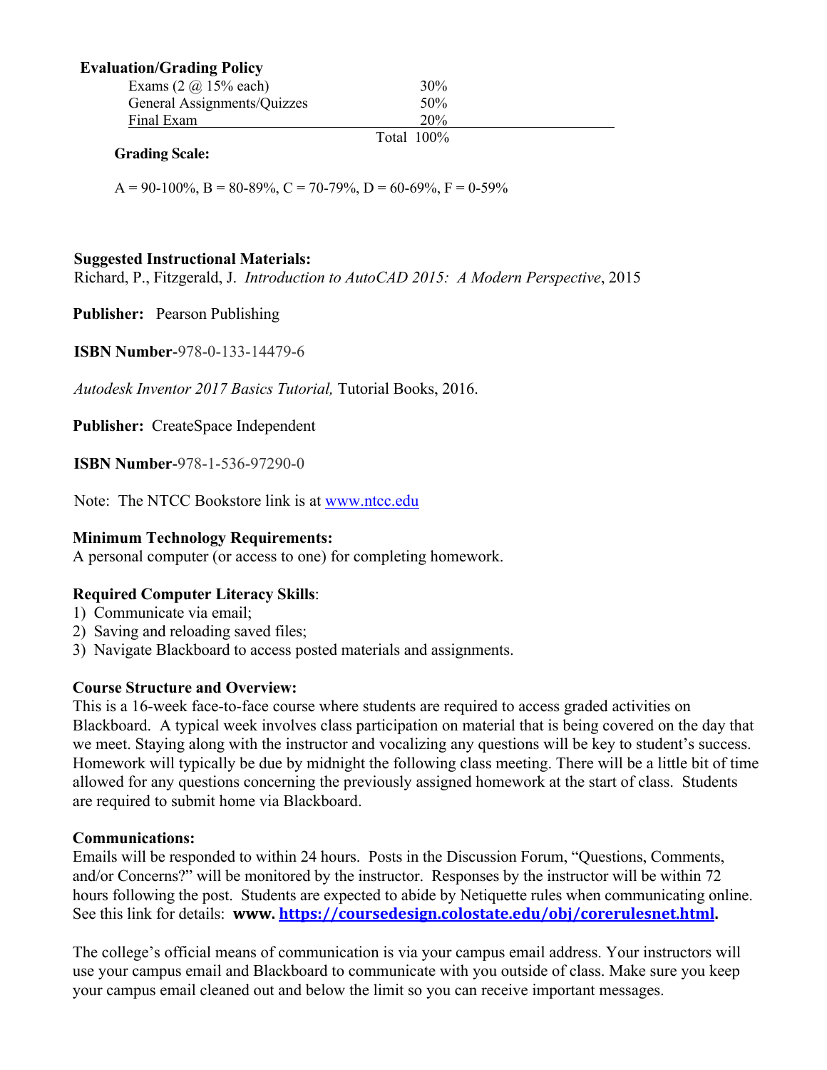**Evaluation/Grading Policy**

| | |
|---|---|
| Exams (2 @ 15% each) | 30% |
| General Assignments/Quizzes | 50% |
| Final Exam | 20% |
| | Total 100% |

**Grading Scale:**

A = 90-100%, B = 80-89%, C = 70-79%, D = 60-69%, F = 0-59%

**Suggested Instructional Materials:**

Richard, P., Fitzgerald, J. *Introduction to AutoCAD 2015: A Modern Perspective*, 2015

**Publisher:** Pearson Publishing

**ISBN Number**-978-0-133-14479-6

*Autodesk Inventor 2017 Basics Tutorial,* Tutorial Books, 2016.

**Publisher:** CreateSpace Independent

**ISBN Number**-978-1-536-97290-0

Note: The NTCC Bookstore link is at www.ntcc.edu

**Minimum Technology Requirements:**

A personal computer (or access to one) for completing homework.

**Required Computer Literacy Skills**:

1) Communicate via email;
2) Saving and reloading saved files;
3) Navigate Blackboard to access posted materials and assignments.

**Course Structure and Overview:**

This is a 16-week face-to-face course where students are required to access graded activities on Blackboard. A typical week involves class participation on material that is being covered on the day that we meet. Staying along with the instructor and vocalizing any questions will be key to student's success. Homework will typically be due by midnight the following class meeting. There will be a little bit of time allowed for any questions concerning the previously assigned homework at the start of class. Students are required to submit home via Blackboard.

**Communications:**

Emails will be responded to within 24 hours. Posts in the Discussion Forum, "Questions, Comments, and/or Concerns?" will be monitored by the instructor. Responses by the instructor will be within 72 hours following the post. Students are expected to abide by Netiquette rules when communicating online. See this link for details: **www. https://coursedesign.colostate.edu/obj/corerulesnet.html.**

The college's official means of communication is via your campus email address. Your instructors will use your campus email and Blackboard to communicate with you outside of class. Make sure you keep your campus email cleaned out and below the limit so you can receive important messages.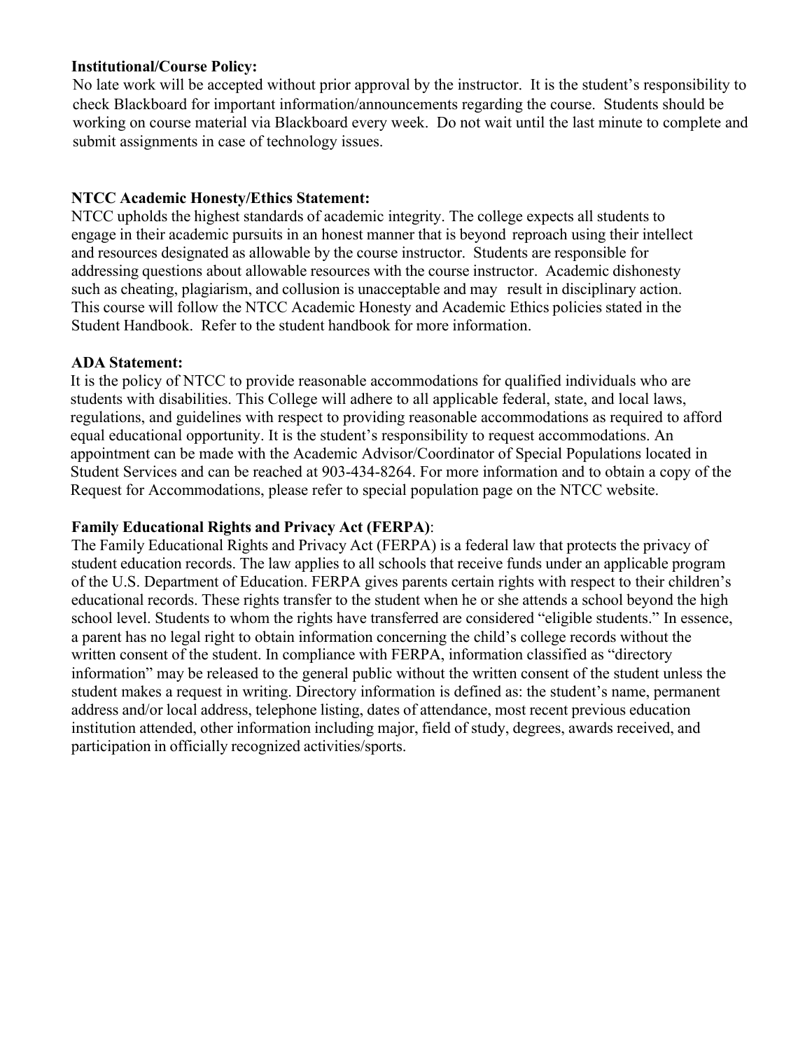**Institutional/Course Policy:**

No late work will be accepted without prior approval by the instructor. It is the student's responsibility to check Blackboard for important information/announcements regarding the course. Students should be working on course material via Blackboard every week. Do not wait until the last minute to complete and submit assignments in case of technology issues.

**NTCC Academic Honesty/Ethics Statement:**

NTCC upholds the highest standards of academic integrity. The college expects all students to engage in their academic pursuits in an honest manner that is beyond reproach using their intellect and resources designated as allowable by the course instructor. Students are responsible for addressing questions about allowable resources with the course instructor. Academic dishonesty such as cheating, plagiarism, and collusion is unacceptable and may result in disciplinary action. This course will follow the NTCC Academic Honesty and Academic Ethics policies stated in the Student Handbook. Refer to the student handbook for more information.

**ADA Statement:**

It is the policy of NTCC to provide reasonable accommodations for qualified individuals who are students with disabilities. This College will adhere to all applicable federal, state, and local laws, regulations, and guidelines with respect to providing reasonable accommodations as required to afford equal educational opportunity. It is the student's responsibility to request accommodations. An appointment can be made with the Academic Advisor/Coordinator of Special Populations located in Student Services and can be reached at 903-434-8264. For more information and to obtain a copy of the Request for Accommodations, please refer to special population page on the NTCC website.

**Family Educational Rights and Privacy Act (FERPA)**:

The Family Educational Rights and Privacy Act (FERPA) is a federal law that protects the privacy of student education records. The law applies to all schools that receive funds under an applicable program of the U.S. Department of Education. FERPA gives parents certain rights with respect to their children's educational records. These rights transfer to the student when he or she attends a school beyond the high school level. Students to whom the rights have transferred are considered "eligible students." In essence, a parent has no legal right to obtain information concerning the child's college records without the written consent of the student. In compliance with FERPA, information classified as "directory information" may be released to the general public without the written consent of the student unless the student makes a request in writing. Directory information is defined as: the student's name, permanent address and/or local address, telephone listing, dates of attendance, most recent previous education institution attended, other information including major, field of study, degrees, awards received, and participation in officially recognized activities/sports.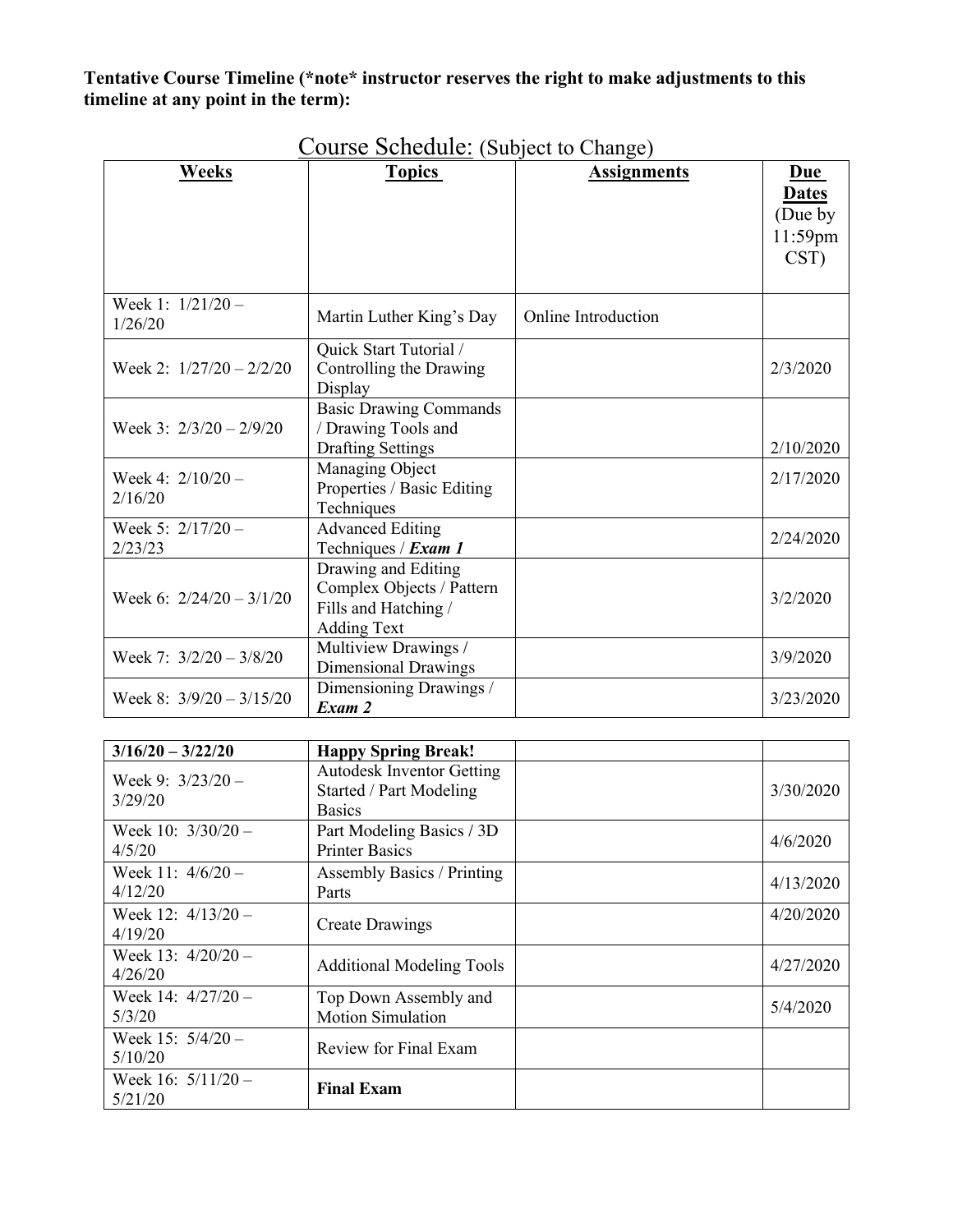**Tentative Course Timeline (\*note\* instructor reserves the right to make adjustments to this timeline at any point in the term):**

## Course Schedule: (Subject to Change)

| **Weeks** | **Topics** | **Assignments** | **Due Dates** (Due by 11:59pm CST) |
|---|---|---|---|
| Week 1: 1/21/20 – 1/26/20 | Martin Luther King's Day | Online Introduction | |
| Week 2: 1/27/20 – 2/2/20 | Quick Start Tutorial / Controlling the Drawing Display | | 2/3/2020 |
| Week 3: 2/3/20 – 2/9/20 | Basic Drawing Commands / Drawing Tools and Drafting Settings | | 2/10/2020 |
| Week 4: 2/10/20 – 2/16/20 | Managing Object Properties / Basic Editing Techniques | | 2/17/2020 |
| Week 5: 2/17/20 – 2/23/23 | Advanced Editing Techniques / ***Exam 1*** | | 2/24/2020 |
| Week 6: 2/24/20 – 3/1/20 | Drawing and Editing Complex Objects / Pattern Fills and Hatching / Adding Text | | 3/2/2020 |
| Week 7: 3/2/20 – 3/8/20 | Multiview Drawings / Dimensional Drawings | | 3/9/2020 |
| Week 8: 3/9/20 – 3/15/20 | Dimensioning Drawings / ***Exam 2*** | | 3/23/2020 |
| **3/16/20 – 3/22/20** | **Happy Spring Break!** | | |
| Week 9: 3/23/20 – 3/29/20 | Autodesk Inventor Getting Started / Part Modeling Basics | | 3/30/2020 |
| Week 10: 3/30/20 – 4/5/20 | Part Modeling Basics / 3D Printer Basics | | 4/6/2020 |
| Week 11: 4/6/20 – 4/12/20 | Assembly Basics / Printing Parts | | 4/13/2020 |
| Week 12: 4/13/20 – 4/19/20 | Create Drawings | | 4/20/2020 |
| Week 13: 4/20/20 – 4/26/20 | Additional Modeling Tools | | 4/27/2020 |
| Week 14: 4/27/20 – 5/3/20 | Top Down Assembly and Motion Simulation | | 5/4/2020 |
| Week 15: 5/4/20 – 5/10/20 | Review for Final Exam | | |
| Week 16: 5/11/20 – 5/21/20 | **Final Exam** | | |